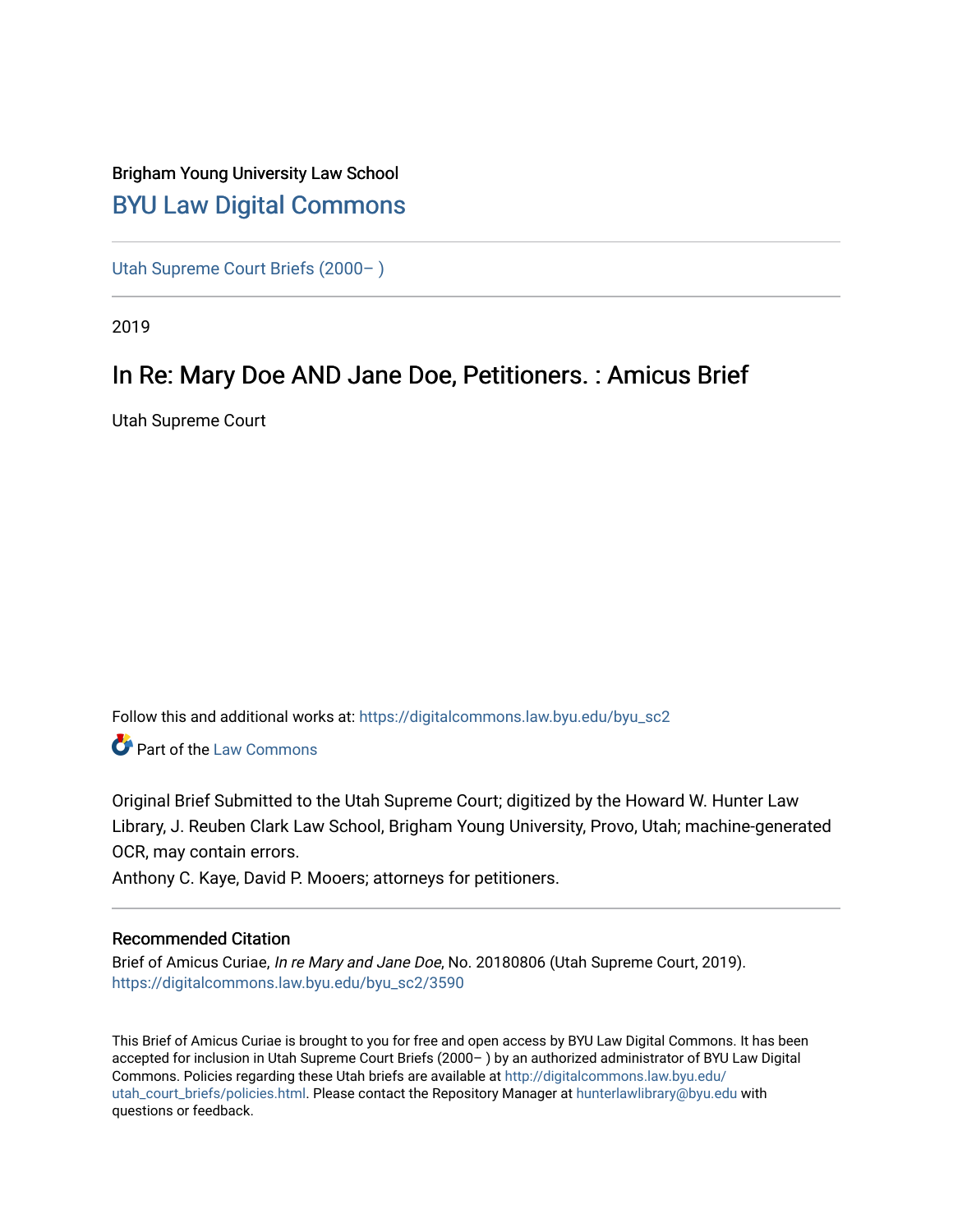Brigham Young University Law School

## BYU Law Digital Commons

Utah Supreme Court Briefs (2000– )

2019

# In Re: Mary Doe AND Jane Doe, Petitioners. : Amicus Brief

Utah Supreme Court

Follow this and additional works at: https://digitalcommons.law.byu.edu/byu_sc2

Part of the Law Commons

Original Brief Submitted to the Utah Supreme Court; digitized by the Howard W. Hunter Law Library, J. Reuben Clark Law School, Brigham Young University, Provo, Utah; machine-generated OCR, may contain errors.

Anthony C. Kaye, David P. Mooers; attorneys for petitioners.

### Recommended Citation

Brief of Amicus Curiae, *In re Mary and Jane Doe*, No. 20180806 (Utah Supreme Court, 2019).
https://digitalcommons.law.byu.edu/byu_sc2/3590

This Brief of Amicus Curiae is brought to you for free and open access by BYU Law Digital Commons. It has been accepted for inclusion in Utah Supreme Court Briefs (2000– ) by an authorized administrator of BYU Law Digital Commons. Policies regarding these Utah briefs are available at http://digitalcommons.law.byu.edu/utah_court_briefs/policies.html. Please contact the Repository Manager at hunterlawlibrary@byu.edu with questions or feedback.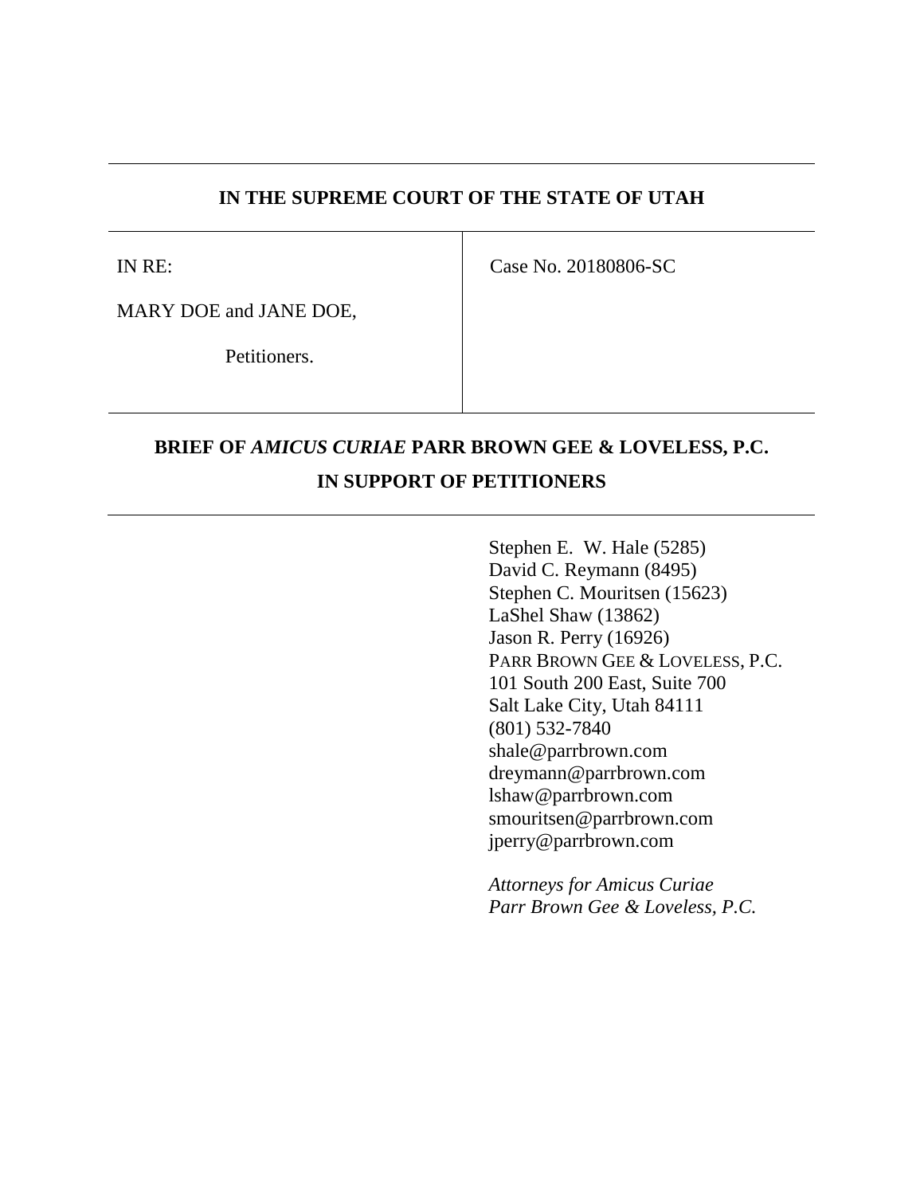**IN THE SUPREME COURT OF THE STATE OF UTAH**

| IN RE:<br><br>MARY DOE and JANE DOE,<br><br>Petitioners. | Case No. 20180806-SC |
|---|---|

**BRIEF OF *AMICUS CURIAE* PARR BROWN GEE & LOVELESS, P.C. IN SUPPORT OF PETITIONERS**

Stephen E. W. Hale (5285)
David C. Reymann (8495)
Stephen C. Mouritsen (15623)
LaShel Shaw (13862)
Jason R. Perry (16926)
PARR BROWN GEE & LOVELESS, P.C.
101 South 200 East, Suite 700
Salt Lake City, Utah 84111
(801) 532-7840
shale@parrbrown.com
dreymann@parrbrown.com
lshaw@parrbrown.com
smouritsen@parrbrown.com
jperry@parrbrown.com

*Attorneys for Amicus Curiae Parr Brown Gee & Loveless, P.C.*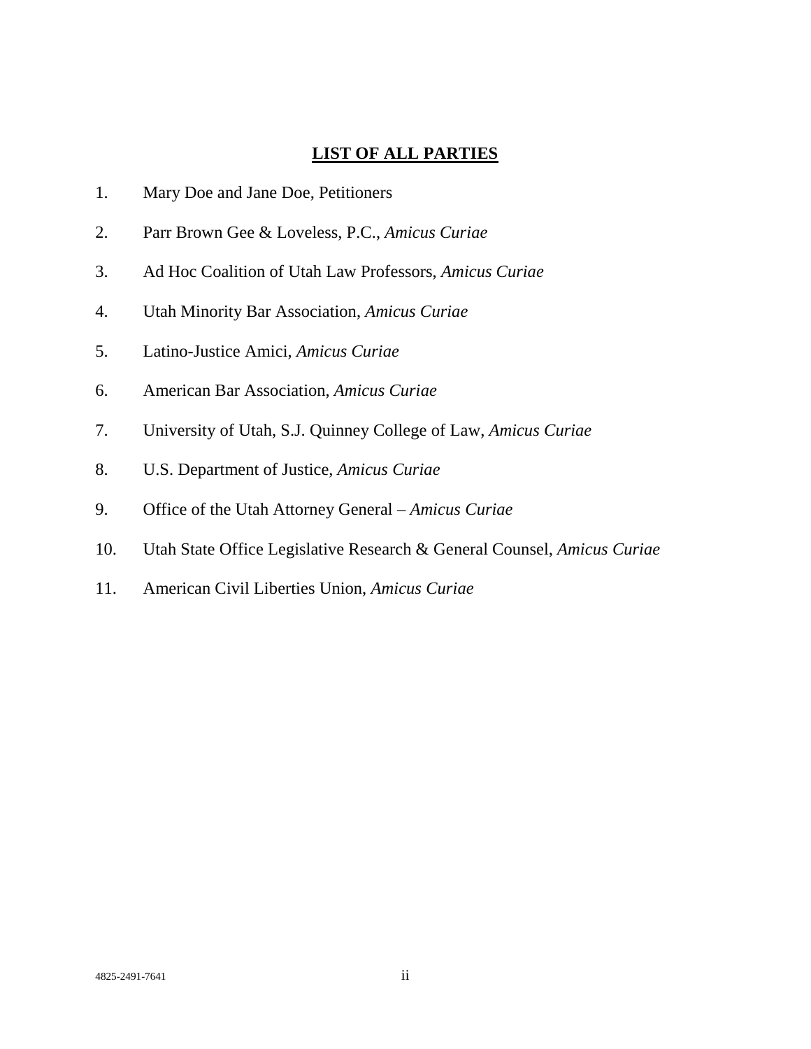## LIST OF ALL PARTIES

1. Mary Doe and Jane Doe, Petitioners
2. Parr Brown Gee & Loveless, P.C., *Amicus Curiae*
3. Ad Hoc Coalition of Utah Law Professors, *Amicus Curiae*
4. Utah Minority Bar Association, *Amicus Curiae*
5. Latino-Justice Amici, *Amicus Curiae*
6. American Bar Association, *Amicus Curiae*
7. University of Utah, S.J. Quinney College of Law, *Amicus Curiae*
8. U.S. Department of Justice, *Amicus Curiae*
9. Office of the Utah Attorney General – *Amicus Curiae*
10. Utah State Office Legislative Research & General Counsel, *Amicus Curiae*
11. American Civil Liberties Union, *Amicus Curiae*

4825-2491-7641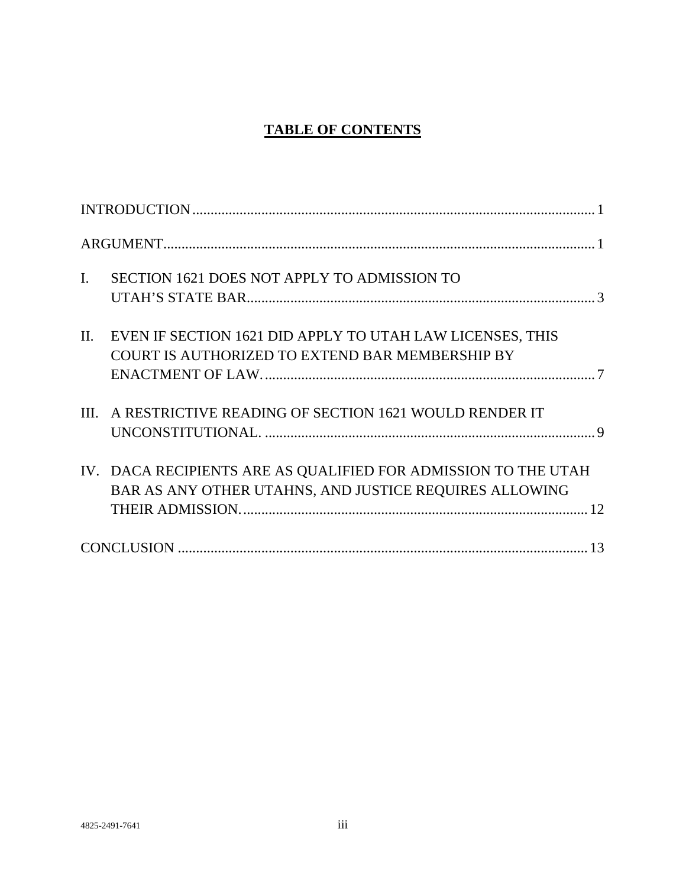# TABLE OF CONTENTS

INTRODUCTION .............................................................................................................. 1

ARGUMENT ...................................................................................................................... 1

I. SECTION 1621 DOES NOT APPLY TO ADMISSION TO UTAH'S STATE BAR ................................................................................................ 3

II. EVEN IF SECTION 1621 DID APPLY TO UTAH LAW LICENSES, THIS COURT IS AUTHORIZED TO EXTEND BAR MEMBERSHIP BY ENACTMENT OF LAW. ........................................................................................... 7

III. A RESTRICTIVE READING OF SECTION 1621 WOULD RENDER IT UNCONSTITUTIONAL. ........................................................................................... 9

IV. DACA RECIPIENTS ARE AS QUALIFIED FOR ADMISSION TO THE UTAH BAR AS ANY OTHER UTAHNS, AND JUSTICE REQUIRES ALLOWING THEIR ADMISSION. ............................................................................................... 12

CONCLUSION ................................................................................................................. 13

4825-2491-7641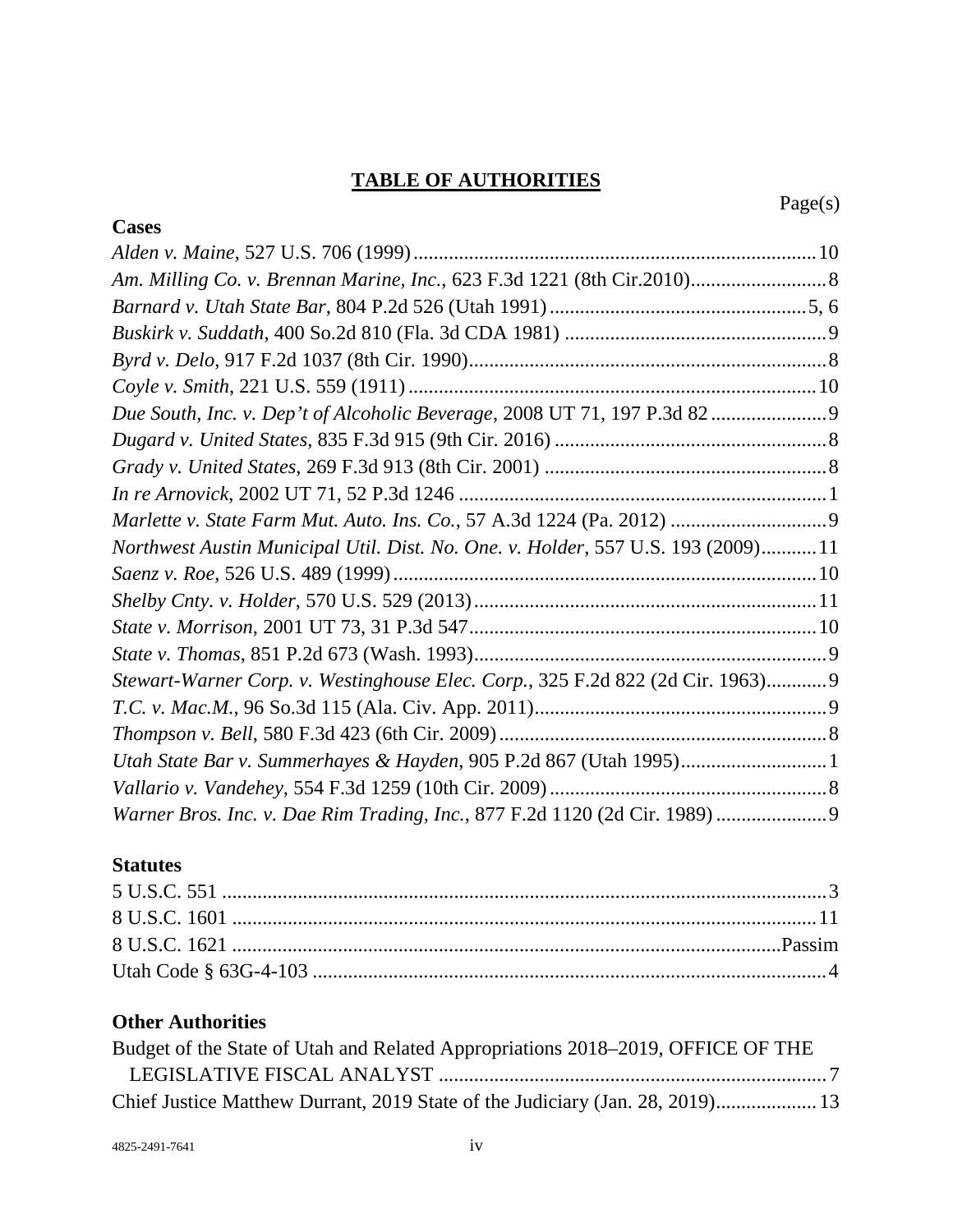## TABLE OF AUTHORITIES

Page(s)

**Cases**

*Alden v. Maine*, 527 U.S. 706 (1999) ............ 10

*Am. Milling Co. v. Brennan Marine, Inc.*, 623 F.3d 1221 (8th Cir.2010) ............ 8

*Barnard v. Utah State Bar*, 804 P.2d 526 (Utah 1991) ............ 5, 6

*Buskirk v. Suddath*, 400 So.2d 810 (Fla. 3d CDA 1981) ............ 9

*Byrd v. Delo*, 917 F.2d 1037 (8th Cir. 1990) ............ 8

*Coyle v. Smith*, 221 U.S. 559 (1911) ............ 10

*Due South, Inc. v. Dep't of Alcoholic Beverage*, 2008 UT 71, 197 P.3d 82 ............ 9

*Dugard v. United States*, 835 F.3d 915 (9th Cir. 2016) ............ 8

*Grady v. United States*, 269 F.3d 913 (8th Cir. 2001) ............ 8

*In re Arnovick*, 2002 UT 71, 52 P.3d 1246 ............ 1

*Marlette v. State Farm Mut. Auto. Ins. Co.*, 57 A.3d 1224 (Pa. 2012) ............ 9

*Northwest Austin Municipal Util. Dist. No. One. v. Holder*, 557 U.S. 193 (2009) ............ 11

*Saenz v. Roe*, 526 U.S. 489 (1999) ............ 10

*Shelby Cnty. v. Holder*, 570 U.S. 529 (2013) ............ 11

*State v. Morrison*, 2001 UT 73, 31 P.3d 547 ............ 10

*State v. Thomas*, 851 P.2d 673 (Wash. 1993) ............ 9

*Stewart-Warner Corp. v. Westinghouse Elec. Corp.*, 325 F.2d 822 (2d Cir. 1963) ............ 9

*T.C. v. Mac.M.*, 96 So.3d 115 (Ala. Civ. App. 2011) ............ 9

*Thompson v. Bell*, 580 F.3d 423 (6th Cir. 2009) ............ 8

*Utah State Bar v. Summerhayes & Hayden*, 905 P.2d 867 (Utah 1995) ............ 1

*Vallario v. Vandehey*, 554 F.3d 1259 (10th Cir. 2009) ............ 8

*Warner Bros. Inc. v. Dae Rim Trading, Inc.*, 877 F.2d 1120 (2d Cir. 1989) ............ 9

**Statutes**

5 U.S.C. 551 ............ 3

8 U.S.C. 1601 ............ 11

8 U.S.C. 1621 ............ Passim

Utah Code § 63G-4-103 ............ 4

**Other Authorities**

Budget of the State of Utah and Related Appropriations 2018–2019, OFFICE OF THE LEGISLATIVE FISCAL ANALYST ............ 7

Chief Justice Matthew Durrant, 2019 State of the Judiciary (Jan. 28, 2019) ............ 13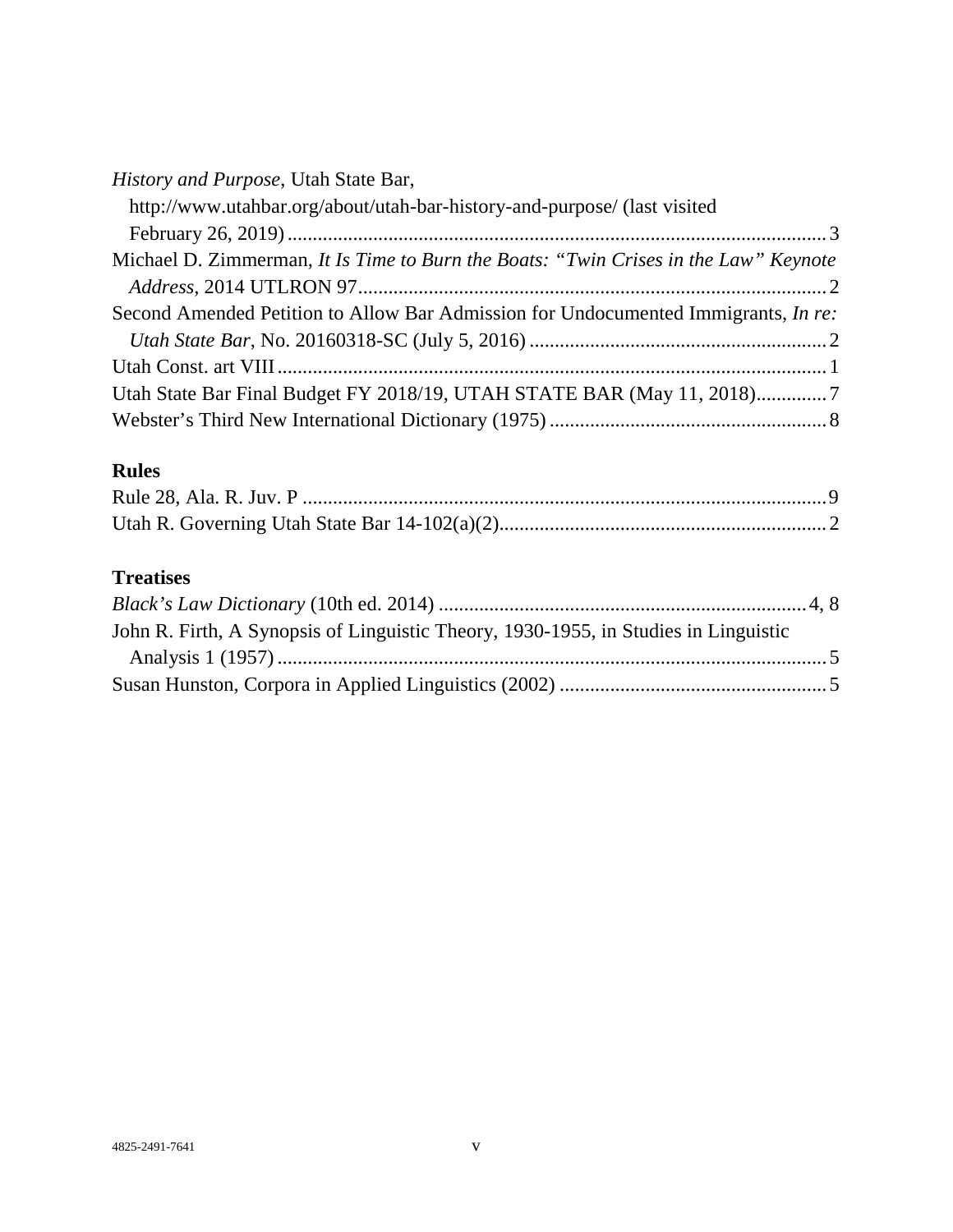*History and Purpose*, Utah State Bar, http://www.utahbar.org/about/utah-bar-history-and-purpose/ (last visited February 26, 2019) .......... 3

Michael D. Zimmerman, *It Is Time to Burn the Boats: "Twin Crises in the Law" Keynote Address*, 2014 UTLRON 97 .......... 2

Second Amended Petition to Allow Bar Admission for Undocumented Immigrants, *In re: Utah State Bar*, No. 20160318-SC (July 5, 2016) .......... 2

Utah Const. art VIII .......... 1

Utah State Bar Final Budget FY 2018/19, UTAH STATE BAR (May 11, 2018) .......... 7

Webster's Third New International Dictionary (1975) .......... 8

## Rules

Rule 28, Ala. R. Juv. P .......... 9

Utah R. Governing Utah State Bar 14-102(a)(2) .......... 2

## Treatises

*Black's Law Dictionary* (10th ed. 2014) .......... 4, 8

John R. Firth, A Synopsis of Linguistic Theory, 1930-1955, in Studies in Linguistic Analysis 1 (1957) .......... 5

Susan Hunston, Corpora in Applied Linguistics (2002) .......... 5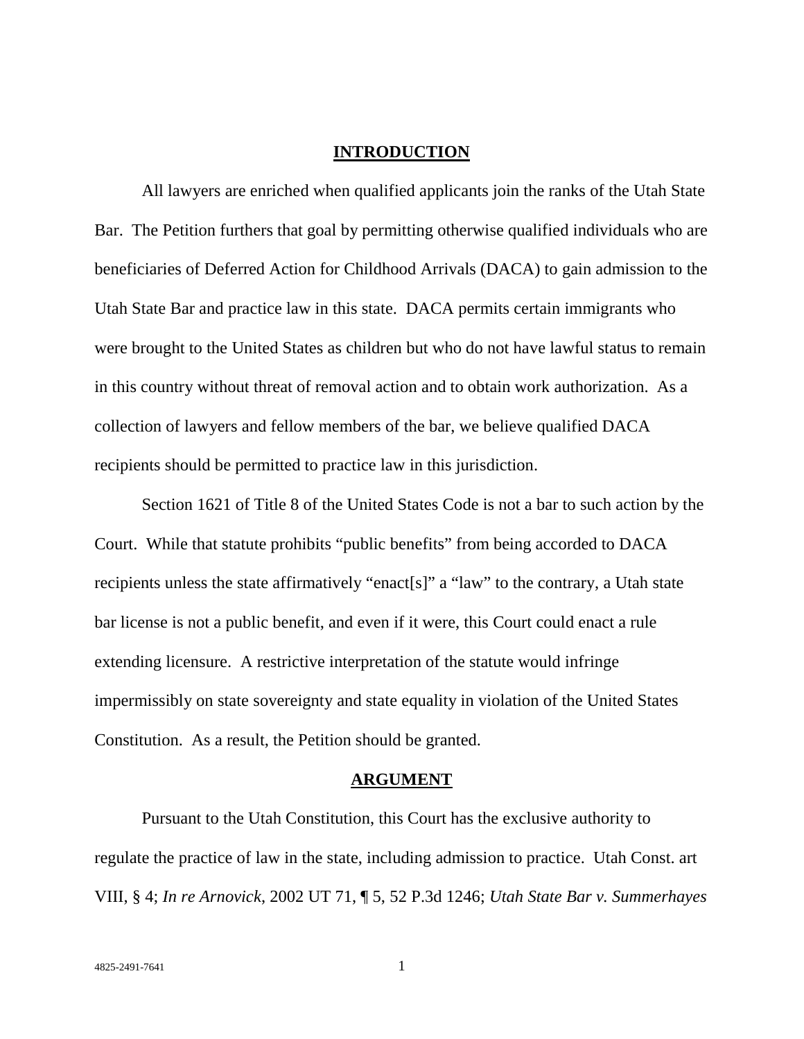## INTRODUCTION

All lawyers are enriched when qualified applicants join the ranks of the Utah State Bar. The Petition furthers that goal by permitting otherwise qualified individuals who are beneficiaries of Deferred Action for Childhood Arrivals (DACA) to gain admission to the Utah State Bar and practice law in this state. DACA permits certain immigrants who were brought to the United States as children but who do not have lawful status to remain in this country without threat of removal action and to obtain work authorization. As a collection of lawyers and fellow members of the bar, we believe qualified DACA recipients should be permitted to practice law in this jurisdiction.

Section 1621 of Title 8 of the United States Code is not a bar to such action by the Court. While that statute prohibits "public benefits" from being accorded to DACA recipients unless the state affirmatively "enact[s]" a "law" to the contrary, a Utah state bar license is not a public benefit, and even if it were, this Court could enact a rule extending licensure. A restrictive interpretation of the statute would infringe impermissibly on state sovereignty and state equality in violation of the United States Constitution. As a result, the Petition should be granted.

## ARGUMENT

Pursuant to the Utah Constitution, this Court has the exclusive authority to regulate the practice of law in the state, including admission to practice. Utah Const. art VIII, § 4; *In re Arnovick*, 2002 UT 71, ¶ 5, 52 P.3d 1246; *Utah State Bar v. Summerhayes*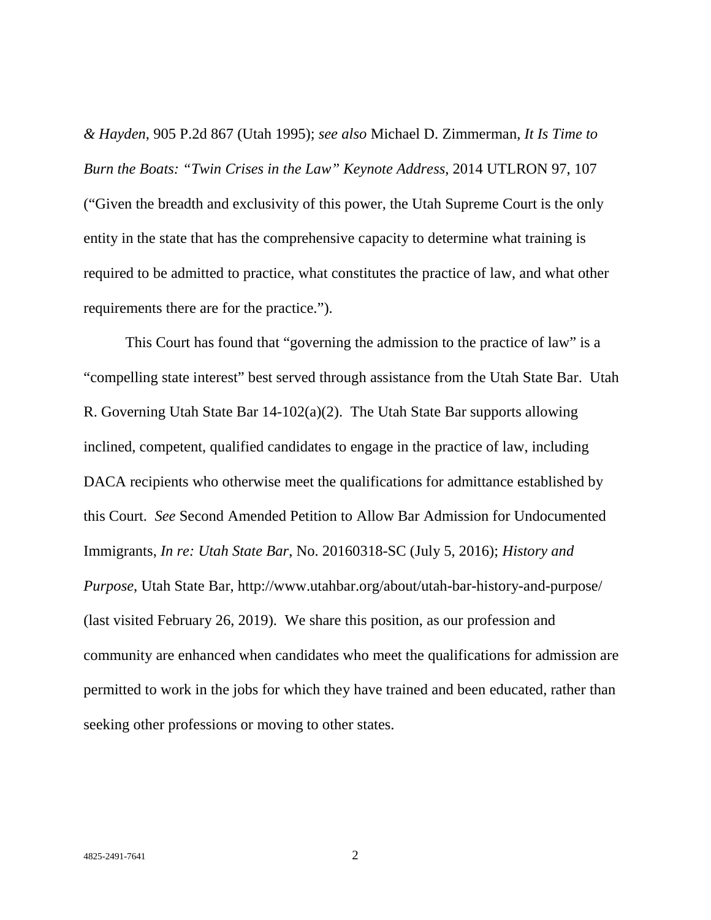*& Hayden*, 905 P.2d 867 (Utah 1995); *see also* Michael D. Zimmerman, *It Is Time to Burn the Boats: "Twin Crises in the Law" Keynote Address*, 2014 UTLRON 97, 107 ("Given the breadth and exclusivity of this power, the Utah Supreme Court is the only entity in the state that has the comprehensive capacity to determine what training is required to be admitted to practice, what constitutes the practice of law, and what other requirements there are for the practice.").

This Court has found that "governing the admission to the practice of law" is a "compelling state interest" best served through assistance from the Utah State Bar. Utah R. Governing Utah State Bar 14-102(a)(2). The Utah State Bar supports allowing inclined, competent, qualified candidates to engage in the practice of law, including DACA recipients who otherwise meet the qualifications for admittance established by this Court. *See* Second Amended Petition to Allow Bar Admission for Undocumented Immigrants, *In re: Utah State Bar*, No. 20160318-SC (July 5, 2016); *History and Purpose*, Utah State Bar, http://www.utahbar.org/about/utah-bar-history-and-purpose/ (last visited February 26, 2019). We share this position, as our profession and community are enhanced when candidates who meet the qualifications for admission are permitted to work in the jobs for which they have trained and been educated, rather than seeking other professions or moving to other states.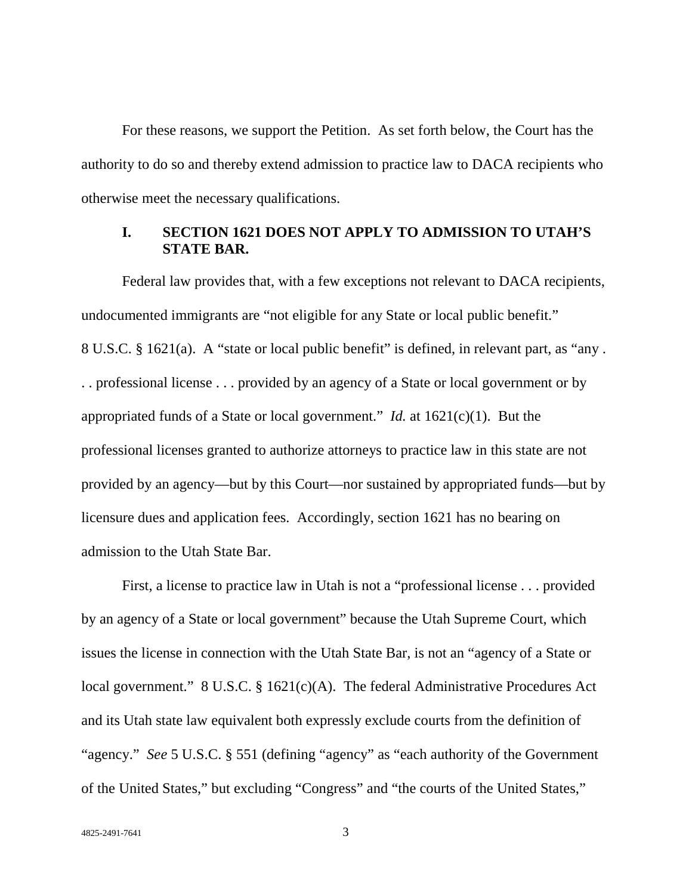For these reasons, we support the Petition. As set forth below, the Court has the authority to do so and thereby extend admission to practice law to DACA recipients who otherwise meet the necessary qualifications.

## I. SECTION 1621 DOES NOT APPLY TO ADMISSION TO UTAH'S STATE BAR.

Federal law provides that, with a few exceptions not relevant to DACA recipients, undocumented immigrants are "not eligible for any State or local public benefit." 8 U.S.C. § 1621(a). A "state or local public benefit" is defined, in relevant part, as "any . . . professional license . . . provided by an agency of a State or local government or by appropriated funds of a State or local government." *Id.* at 1621(c)(1). But the professional licenses granted to authorize attorneys to practice law in this state are not provided by an agency—but by this Court—nor sustained by appropriated funds—but by licensure dues and application fees. Accordingly, section 1621 has no bearing on admission to the Utah State Bar.

First, a license to practice law in Utah is not a "professional license . . . provided by an agency of a State or local government" because the Utah Supreme Court, which issues the license in connection with the Utah State Bar, is not an "agency of a State or local government." 8 U.S.C. § 1621(c)(A). The federal Administrative Procedures Act and its Utah state law equivalent both expressly exclude courts from the definition of "agency." *See* 5 U.S.C. § 551 (defining "agency" as "each authority of the Government of the United States," but excluding "Congress" and "the courts of the United States,"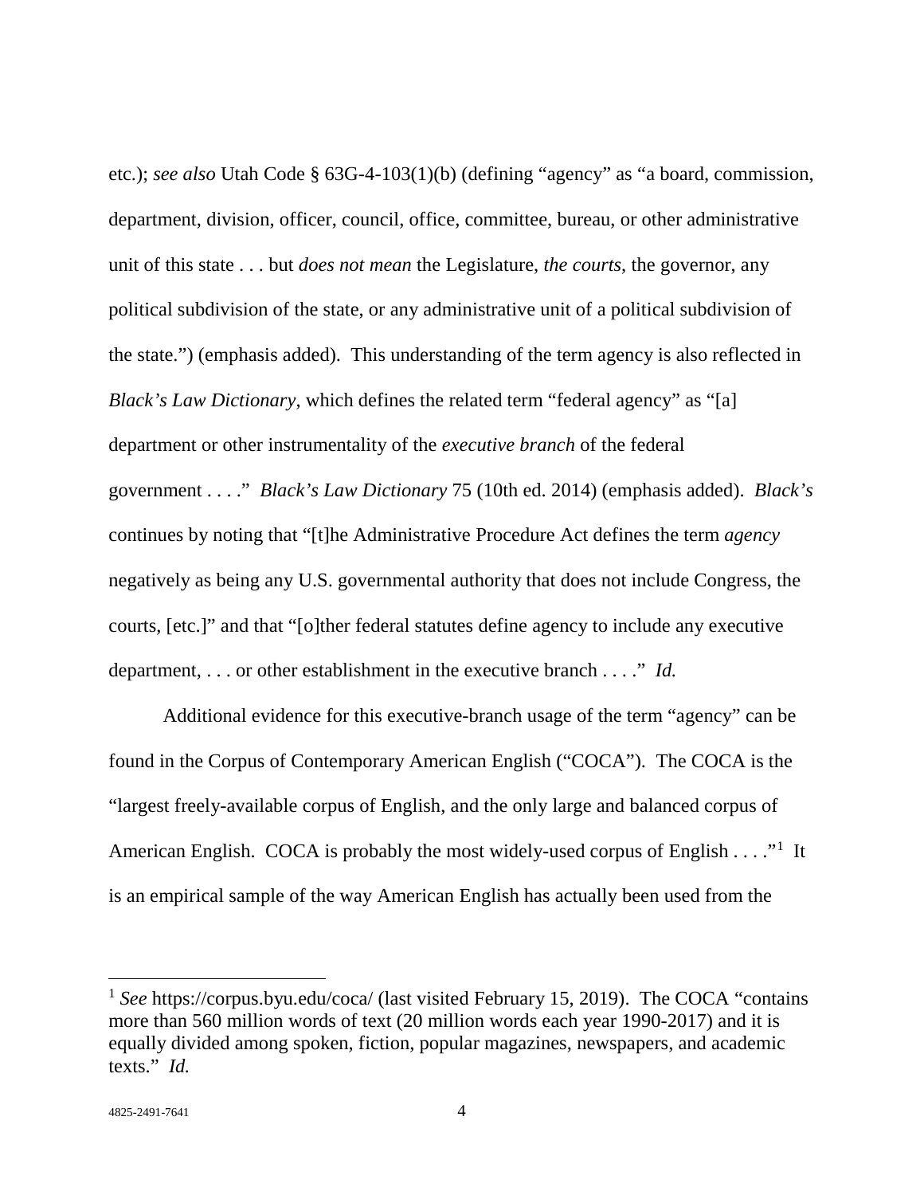etc.); *see also* Utah Code § 63G-4-103(1)(b) (defining "agency" as "a board, commission, department, division, officer, council, office, committee, bureau, or other administrative unit of this state . . . but *does not mean* the Legislature, *the courts*, the governor, any political subdivision of the state, or any administrative unit of a political subdivision of the state.") (emphasis added). This understanding of the term agency is also reflected in *Black's Law Dictionary*, which defines the related term "federal agency" as "[a] department or other instrumentality of the *executive branch* of the federal government . . . ." *Black's Law Dictionary* 75 (10th ed. 2014) (emphasis added). *Black's* continues by noting that "[t]he Administrative Procedure Act defines the term *agency* negatively as being any U.S. governmental authority that does not include Congress, the courts, [etc.]" and that "[o]ther federal statutes define agency to include any executive department, . . . or other establishment in the executive branch . . . ." *Id.*

Additional evidence for this executive-branch usage of the term "agency" can be found in the Corpus of Contemporary American English ("COCA"). The COCA is the "largest freely-available corpus of English, and the only large and balanced corpus of American English. COCA is probably the most widely-used corpus of English . . . ."[1] It is an empirical sample of the way American English has actually been used from the

[1] *See* https://corpus.byu.edu/coca/ (last visited February 15, 2019). The COCA "contains more than 560 million words of text (20 million words each year 1990-2017) and it is equally divided among spoken, fiction, popular magazines, newspapers, and academic texts." *Id.*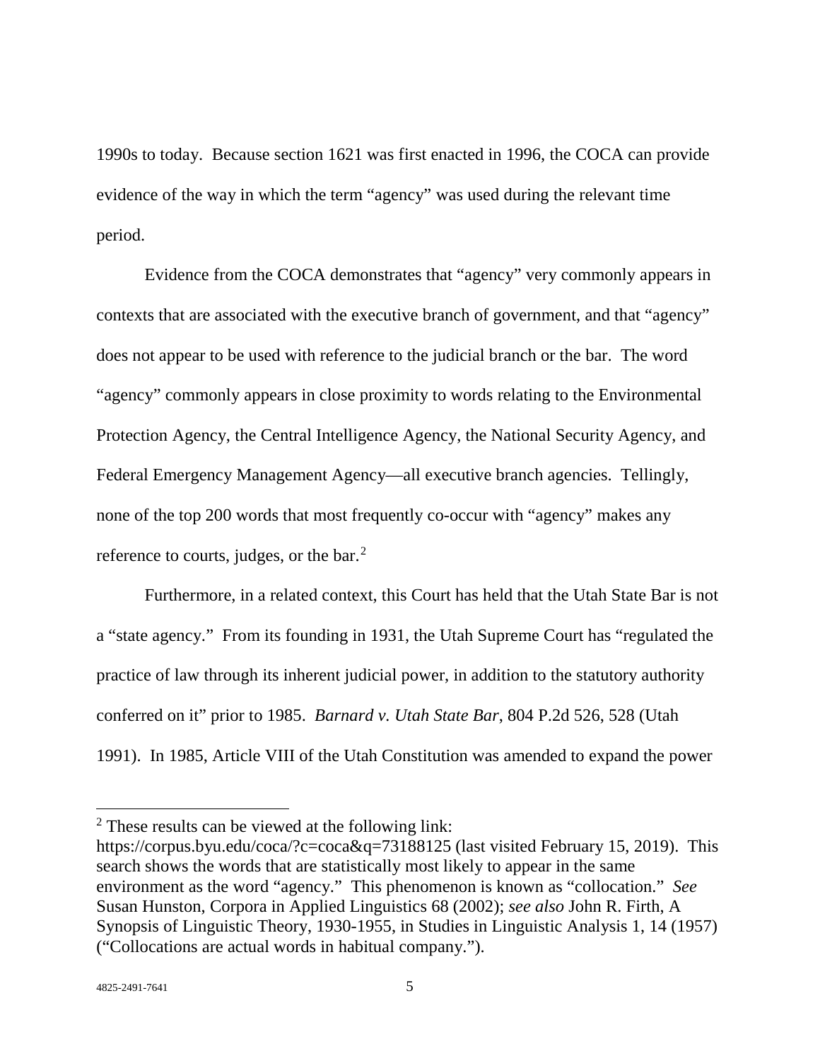1990s to today. Because section 1621 was first enacted in 1996, the COCA can provide evidence of the way in which the term "agency" was used during the relevant time period.

Evidence from the COCA demonstrates that "agency" very commonly appears in contexts that are associated with the executive branch of government, and that "agency" does not appear to be used with reference to the judicial branch or the bar. The word "agency" commonly appears in close proximity to words relating to the Environmental Protection Agency, the Central Intelligence Agency, the National Security Agency, and Federal Emergency Management Agency—all executive branch agencies. Tellingly, none of the top 200 words that most frequently co-occur with "agency" makes any reference to courts, judges, or the bar.[2]

Furthermore, in a related context, this Court has held that the Utah State Bar is not a "state agency." From its founding in 1931, the Utah Supreme Court has "regulated the practice of law through its inherent judicial power, in addition to the statutory authority conferred on it" prior to 1985. *Barnard v. Utah State Bar*, 804 P.2d 526, 528 (Utah 1991). In 1985, Article VIII of the Utah Constitution was amended to expand the power

---

[2] These results can be viewed at the following link: https://corpus.byu.edu/coca/?c=coca&q=73188125 (last visited February 15, 2019). This search shows the words that are statistically most likely to appear in the same environment as the word "agency." This phenomenon is known as "collocation." *See* Susan Hunston, Corpora in Applied Linguistics 68 (2002); *see also* John R. Firth, A Synopsis of Linguistic Theory, 1930-1955, in Studies in Linguistic Analysis 1, 14 (1957) ("Collocations are actual words in habitual company.").

4825-2491-7641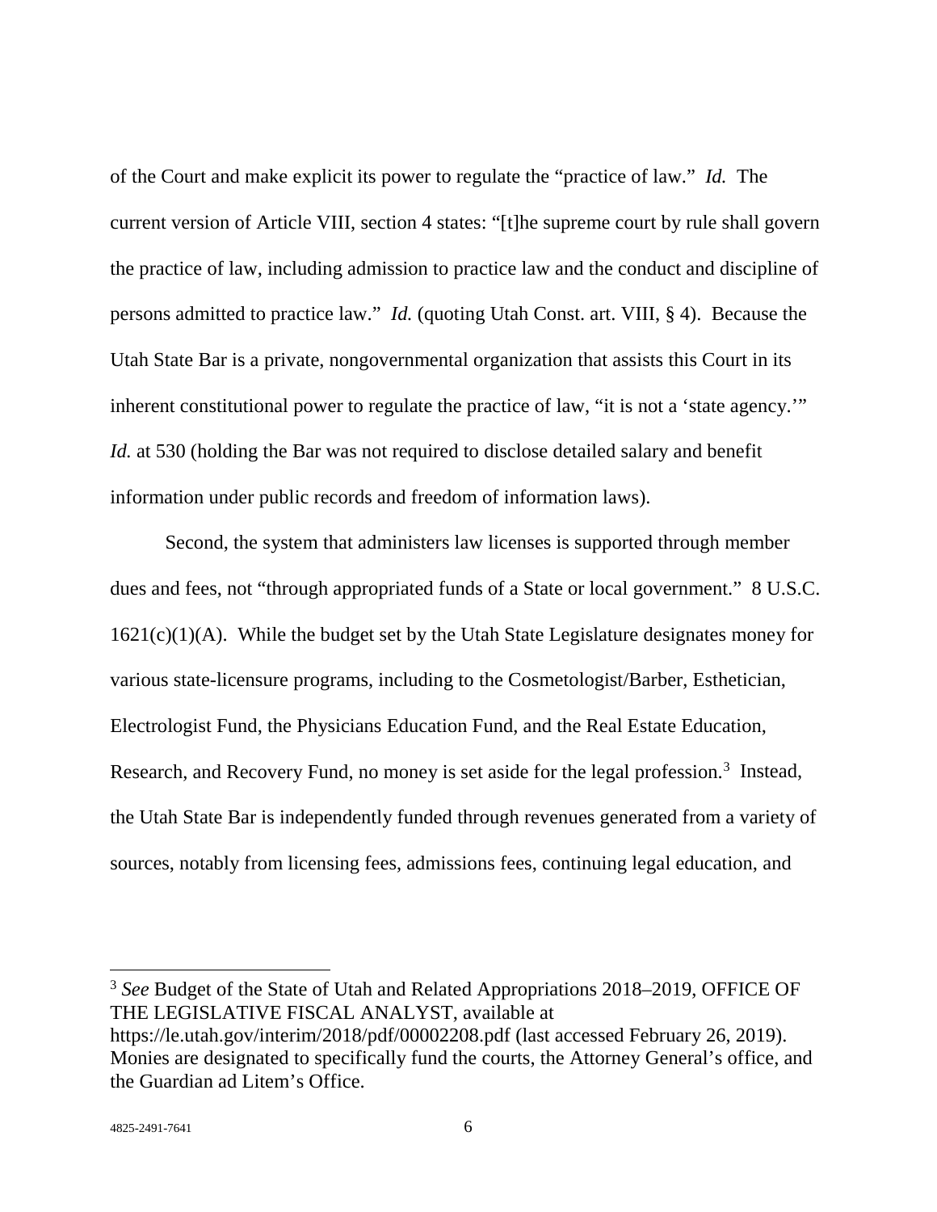of the Court and make explicit its power to regulate the "practice of law." *Id.* The current version of Article VIII, section 4 states: "[t]he supreme court by rule shall govern the practice of law, including admission to practice law and the conduct and discipline of persons admitted to practice law." *Id.* (quoting Utah Const. art. VIII, § 4). Because the Utah State Bar is a private, nongovernmental organization that assists this Court in its inherent constitutional power to regulate the practice of law, "it is not a 'state agency.'" *Id.* at 530 (holding the Bar was not required to disclose detailed salary and benefit information under public records and freedom of information laws).

Second, the system that administers law licenses is supported through member dues and fees, not "through appropriated funds of a State or local government." 8 U.S.C. 1621(c)(1)(A). While the budget set by the Utah State Legislature designates money for various state-licensure programs, including to the Cosmetologist/Barber, Esthetician, Electrologist Fund, the Physicians Education Fund, and the Real Estate Education, Research, and Recovery Fund, no money is set aside for the legal profession.[3] Instead, the Utah State Bar is independently funded through revenues generated from a variety of sources, notably from licensing fees, admissions fees, continuing legal education, and

---

[3] *See* Budget of the State of Utah and Related Appropriations 2018–2019, OFFICE OF THE LEGISLATIVE FISCAL ANALYST, available at https://le.utah.gov/interim/2018/pdf/00002208.pdf (last accessed February 26, 2019). Monies are designated to specifically fund the courts, the Attorney General's office, and the Guardian ad Litem's Office.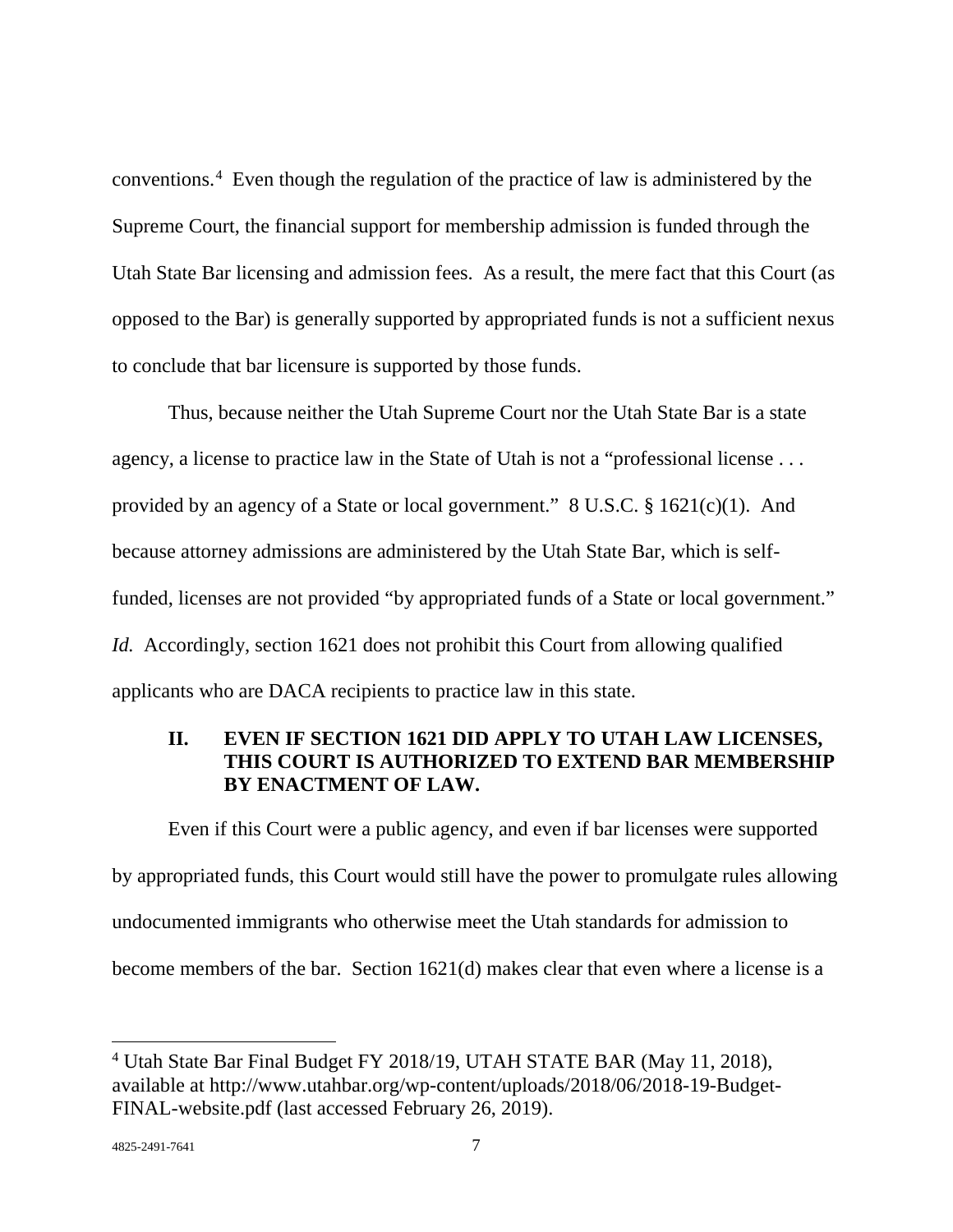conventions.[4] Even though the regulation of the practice of law is administered by the Supreme Court, the financial support for membership admission is funded through the Utah State Bar licensing and admission fees. As a result, the mere fact that this Court (as opposed to the Bar) is generally supported by appropriated funds is not a sufficient nexus to conclude that bar licensure is supported by those funds.

Thus, because neither the Utah Supreme Court nor the Utah State Bar is a state agency, a license to practice law in the State of Utah is not a "professional license . . . provided by an agency of a State or local government." 8 U.S.C. § 1621(c)(1). And because attorney admissions are administered by the Utah State Bar, which is self-funded, licenses are not provided "by appropriated funds of a State or local government." *Id.* Accordingly, section 1621 does not prohibit this Court from allowing qualified applicants who are DACA recipients to practice law in this state.

## II. EVEN IF SECTION 1621 DID APPLY TO UTAH LAW LICENSES, THIS COURT IS AUTHORIZED TO EXTEND BAR MEMBERSHIP BY ENACTMENT OF LAW.

Even if this Court were a public agency, and even if bar licenses were supported by appropriated funds, this Court would still have the power to promulgate rules allowing undocumented immigrants who otherwise meet the Utah standards for admission to become members of the bar. Section 1621(d) makes clear that even where a license is a

---

[4] Utah State Bar Final Budget FY 2018/19, UTAH STATE BAR (May 11, 2018), available at http://www.utahbar.org/wp-content/uploads/2018/06/2018-19-Budget-FINAL-website.pdf (last accessed February 26, 2019).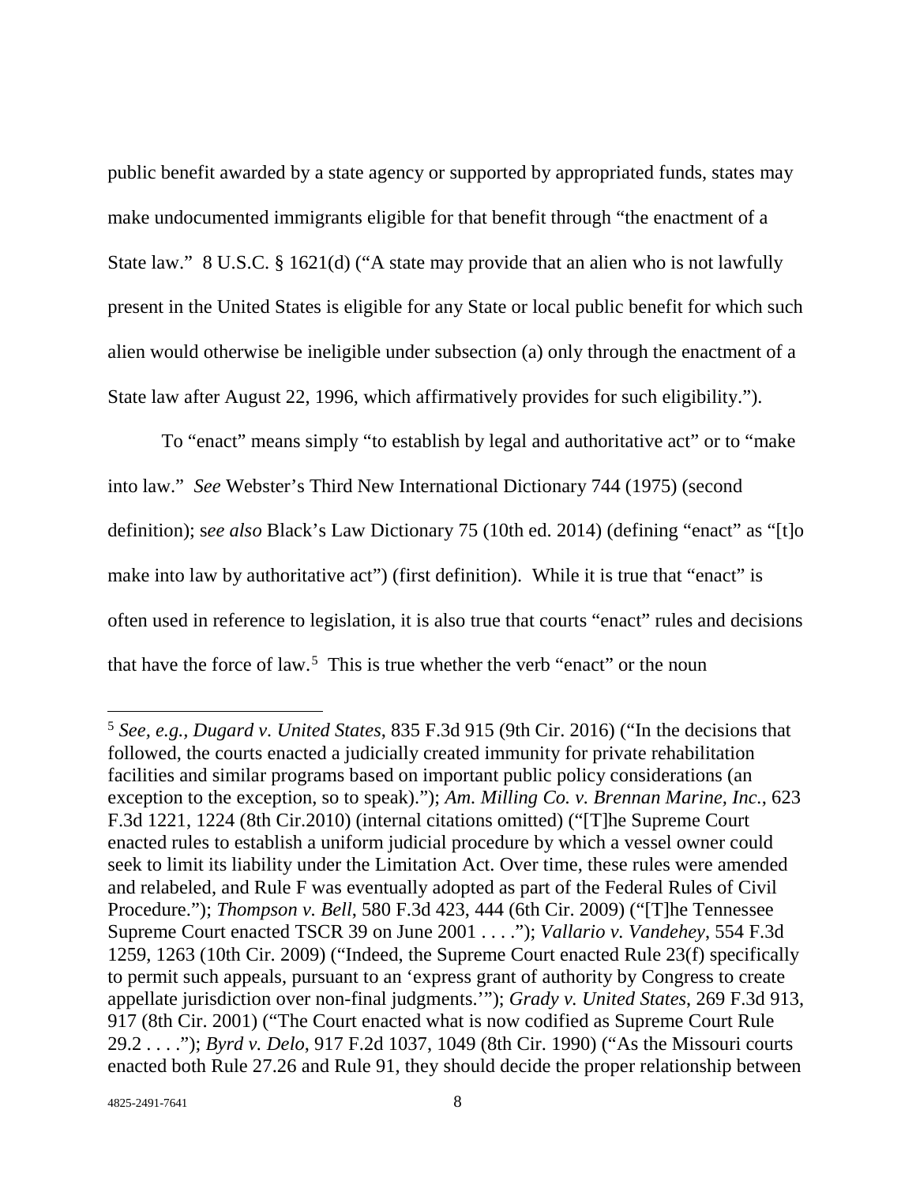public benefit awarded by a state agency or supported by appropriated funds, states may make undocumented immigrants eligible for that benefit through "the enactment of a State law." 8 U.S.C. § 1621(d) ("A state may provide that an alien who is not lawfully present in the United States is eligible for any State or local public benefit for which such alien would otherwise be ineligible under subsection (a) only through the enactment of a State law after August 22, 1996, which affirmatively provides for such eligibility.").

To "enact" means simply "to establish by legal and authoritative act" or to "make into law." *See* Webster's Third New International Dictionary 744 (1975) (second definition); s*ee also* Black's Law Dictionary 75 (10th ed. 2014) (defining "enact" as "[t]o make into law by authoritative act") (first definition). While it is true that "enact" is often used in reference to legislation, it is also true that courts "enact" rules and decisions that have the force of law.[5] This is true whether the verb "enact" or the noun

[5] *See, e.g.*, *Dugard v. United States*, 835 F.3d 915 (9th Cir. 2016) ("In the decisions that followed, the courts enacted a judicially created immunity for private rehabilitation facilities and similar programs based on important public policy considerations (an exception to the exception, so to speak)."); *Am. Milling Co. v. Brennan Marine, Inc.*, 623 F.3d 1221, 1224 (8th Cir.2010) (internal citations omitted) ("[T]he Supreme Court enacted rules to establish a uniform judicial procedure by which a vessel owner could seek to limit its liability under the Limitation Act. Over time, these rules were amended and relabeled, and Rule F was eventually adopted as part of the Federal Rules of Civil Procedure."); *Thompson v. Bell*, 580 F.3d 423, 444 (6th Cir. 2009) ("[T]he Tennessee Supreme Court enacted TSCR 39 on June 2001 . . . ."); *Vallario v. Vandehey*, 554 F.3d 1259, 1263 (10th Cir. 2009) ("Indeed, the Supreme Court enacted Rule 23(f) specifically to permit such appeals, pursuant to an 'express grant of authority by Congress to create appellate jurisdiction over non-final judgments.'"); *Grady v. United States*, 269 F.3d 913, 917 (8th Cir. 2001) ("The Court enacted what is now codified as Supreme Court Rule 29.2 . . . ."); *Byrd v. Delo*, 917 F.2d 1037, 1049 (8th Cir. 1990) ("As the Missouri courts enacted both Rule 27.26 and Rule 91, they should decide the proper relationship between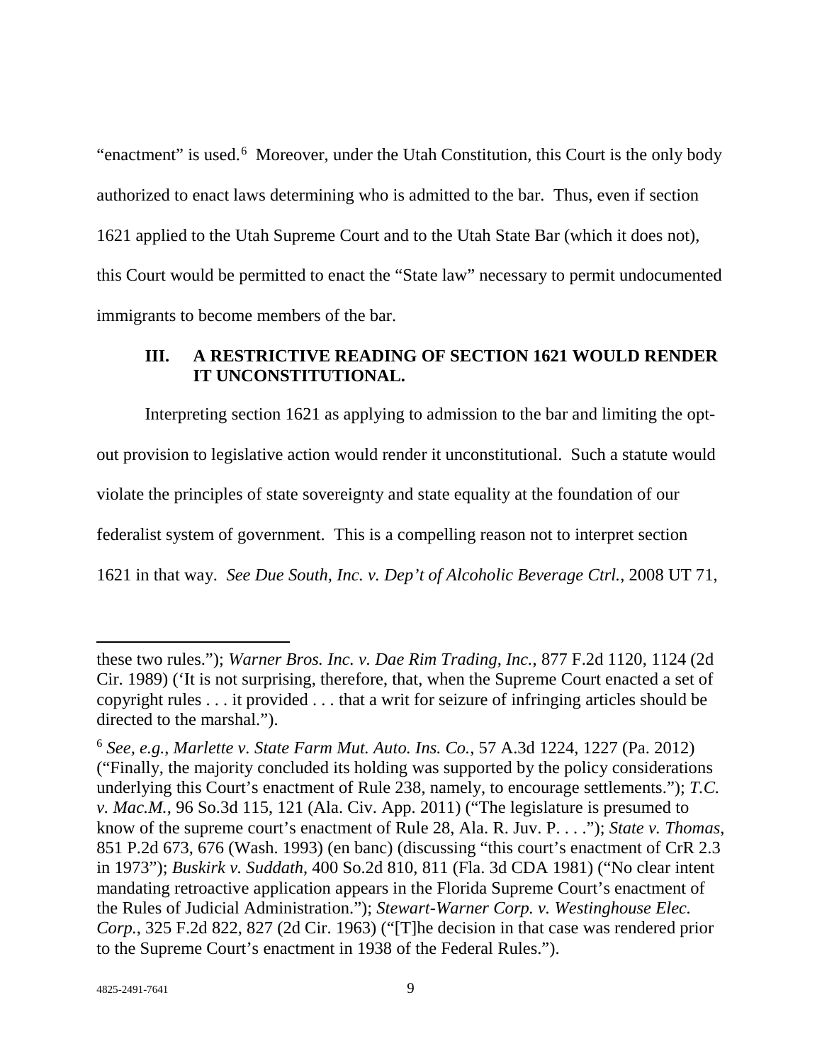"enactment" is used.[6] Moreover, under the Utah Constitution, this Court is the only body authorized to enact laws determining who is admitted to the bar. Thus, even if section 1621 applied to the Utah Supreme Court and to the Utah State Bar (which it does not), this Court would be permitted to enact the "State law" necessary to permit undocumented immigrants to become members of the bar.

### III. A RESTRICTIVE READING OF SECTION 1621 WOULD RENDER IT UNCONSTITUTIONAL.

Interpreting section 1621 as applying to admission to the bar and limiting the opt-out provision to legislative action would render it unconstitutional. Such a statute would violate the principles of state sovereignty and state equality at the foundation of our federalist system of government. This is a compelling reason not to interpret section 1621 in that way. *See Due South, Inc. v. Dep't of Alcoholic Beverage Ctrl.*, 2008 UT 71,

---

these two rules."); *Warner Bros. Inc. v. Dae Rim Trading, Inc.*, 877 F.2d 1120, 1124 (2d Cir. 1989) ('It is not surprising, therefore, that, when the Supreme Court enacted a set of copyright rules . . . it provided . . . that a writ for seizure of infringing articles should be directed to the marshal.").

[6] *See, e.g.*, *Marlette v. State Farm Mut. Auto. Ins. Co.*, 57 A.3d 1224, 1227 (Pa. 2012) ("Finally, the majority concluded its holding was supported by the policy considerations underlying this Court's enactment of Rule 238, namely, to encourage settlements."); *T.C. v. Mac.M.*, 96 So.3d 115, 121 (Ala. Civ. App. 2011) ("The legislature is presumed to know of the supreme court's enactment of Rule 28, Ala. R. Juv. P. . . ."); *State v. Thomas*, 851 P.2d 673, 676 (Wash. 1993) (en banc) (discussing "this court's enactment of CrR 2.3 in 1973"); *Buskirk v. Suddath*, 400 So.2d 810, 811 (Fla. 3d CDA 1981) ("No clear intent mandating retroactive application appears in the Florida Supreme Court's enactment of the Rules of Judicial Administration."); *Stewart-Warner Corp. v. Westinghouse Elec. Corp.*, 325 F.2d 822, 827 (2d Cir. 1963) ("[T]he decision in that case was rendered prior to the Supreme Court's enactment in 1938 of the Federal Rules.").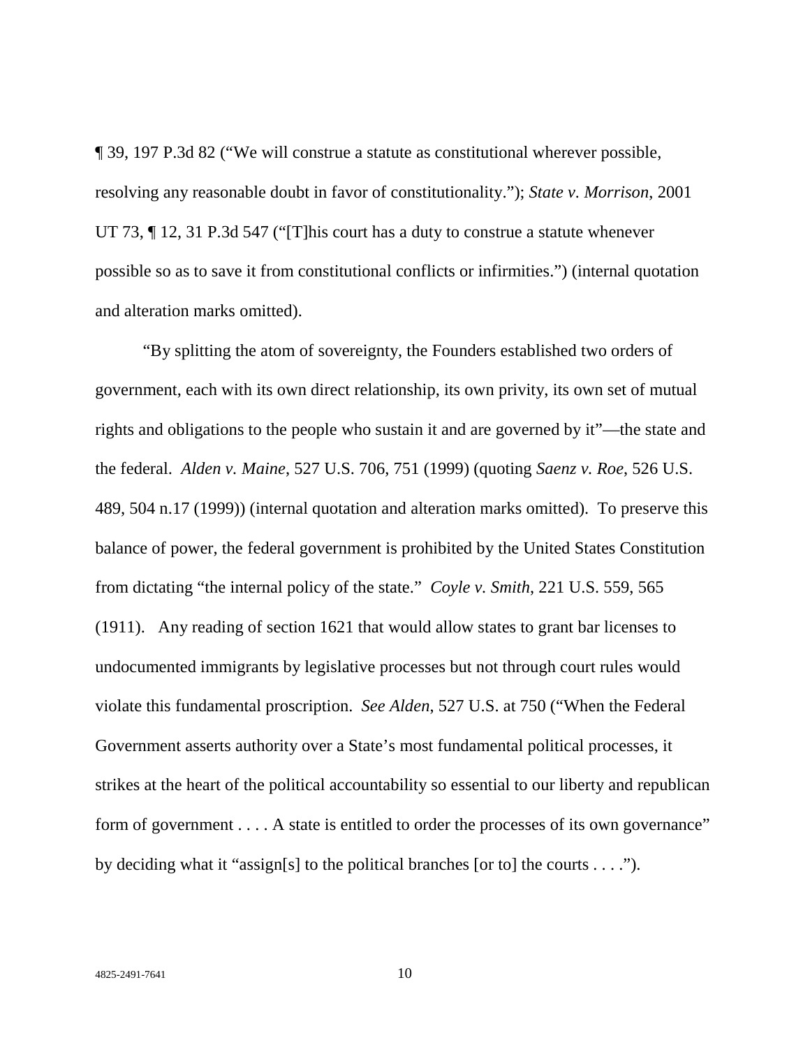¶ 39, 197 P.3d 82 ("We will construe a statute as constitutional wherever possible, resolving any reasonable doubt in favor of constitutionality."); *State v. Morrison*, 2001 UT 73, ¶ 12, 31 P.3d 547 ("[T]his court has a duty to construe a statute whenever possible so as to save it from constitutional conflicts or infirmities.") (internal quotation and alteration marks omitted).

"By splitting the atom of sovereignty, the Founders established two orders of government, each with its own direct relationship, its own privity, its own set of mutual rights and obligations to the people who sustain it and are governed by it"—the state and the federal. *Alden v. Maine*, 527 U.S. 706, 751 (1999) (quoting *Saenz v. Roe*, 526 U.S. 489, 504 n.17 (1999)) (internal quotation and alteration marks omitted). To preserve this balance of power, the federal government is prohibited by the United States Constitution from dictating "the internal policy of the state." *Coyle v. Smith*, 221 U.S. 559, 565 (1911). Any reading of section 1621 that would allow states to grant bar licenses to undocumented immigrants by legislative processes but not through court rules would violate this fundamental proscription. *See Alden*, 527 U.S. at 750 ("When the Federal Government asserts authority over a State's most fundamental political processes, it strikes at the heart of the political accountability so essential to our liberty and republican form of government . . . . A state is entitled to order the processes of its own governance" by deciding what it "assign[s] to the political branches [or to] the courts . . . .").

4825-2491-7641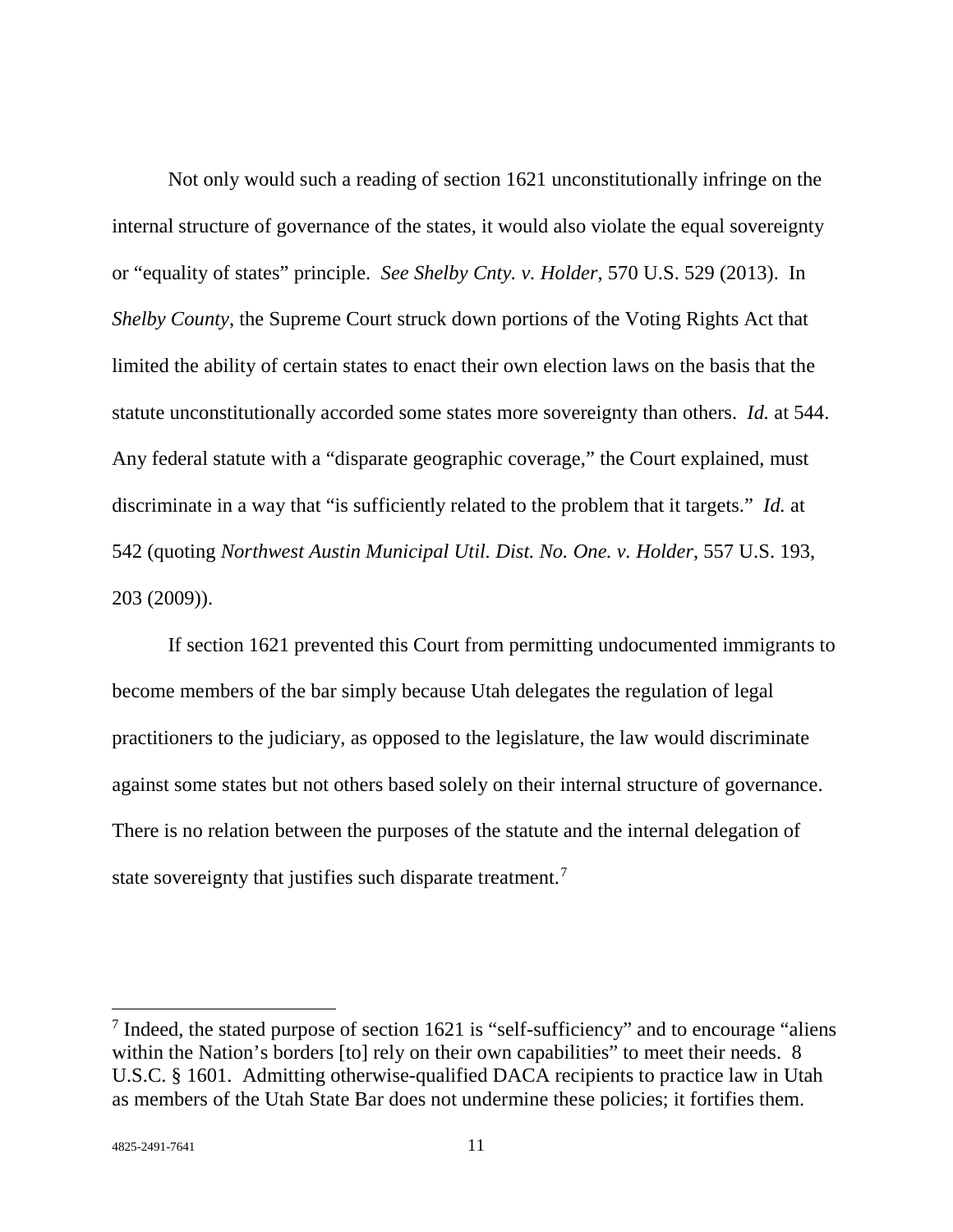Not only would such a reading of section 1621 unconstitutionally infringe on the internal structure of governance of the states, it would also violate the equal sovereignty or "equality of states" principle. *See Shelby Cnty. v. Holder*, 570 U.S. 529 (2013). In *Shelby County*, the Supreme Court struck down portions of the Voting Rights Act that limited the ability of certain states to enact their own election laws on the basis that the statute unconstitutionally accorded some states more sovereignty than others. *Id.* at 544. Any federal statute with a "disparate geographic coverage," the Court explained, must discriminate in a way that "is sufficiently related to the problem that it targets." *Id.* at 542 (quoting *Northwest Austin Municipal Util. Dist. No. One. v. Holder*, 557 U.S. 193, 203 (2009)).

If section 1621 prevented this Court from permitting undocumented immigrants to become members of the bar simply because Utah delegates the regulation of legal practitioners to the judiciary, as opposed to the legislature, the law would discriminate against some states but not others based solely on their internal structure of governance. There is no relation between the purposes of the statute and the internal delegation of state sovereignty that justifies such disparate treatment.[7]

---

[7] Indeed, the stated purpose of section 1621 is "self-sufficiency" and to encourage "aliens within the Nation's borders [to] rely on their own capabilities" to meet their needs. 8 U.S.C. § 1601. Admitting otherwise-qualified DACA recipients to practice law in Utah as members of the Utah State Bar does not undermine these policies; it fortifies them.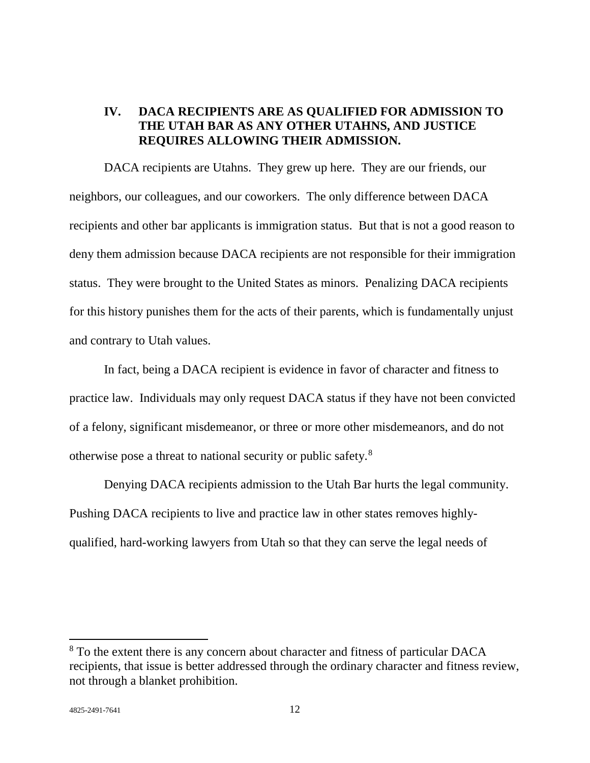## IV. DACA RECIPIENTS ARE AS QUALIFIED FOR ADMISSION TO THE UTAH BAR AS ANY OTHER UTAHNS, AND JUSTICE REQUIRES ALLOWING THEIR ADMISSION.

DACA recipients are Utahns. They grew up here. They are our friends, our neighbors, our colleagues, and our coworkers. The only difference between DACA recipients and other bar applicants is immigration status. But that is not a good reason to deny them admission because DACA recipients are not responsible for their immigration status. They were brought to the United States as minors. Penalizing DACA recipients for this history punishes them for the acts of their parents, which is fundamentally unjust and contrary to Utah values.

In fact, being a DACA recipient is evidence in favor of character and fitness to practice law. Individuals may only request DACA status if they have not been convicted of a felony, significant misdemeanor, or three or more other misdemeanors, and do not otherwise pose a threat to national security or public safety.[8]

Denying DACA recipients admission to the Utah Bar hurts the legal community. Pushing DACA recipients to live and practice law in other states removes highly-qualified, hard-working lawyers from Utah so that they can serve the legal needs of

---

[8] To the extent there is any concern about character and fitness of particular DACA recipients, that issue is better addressed through the ordinary character and fitness review, not through a blanket prohibition.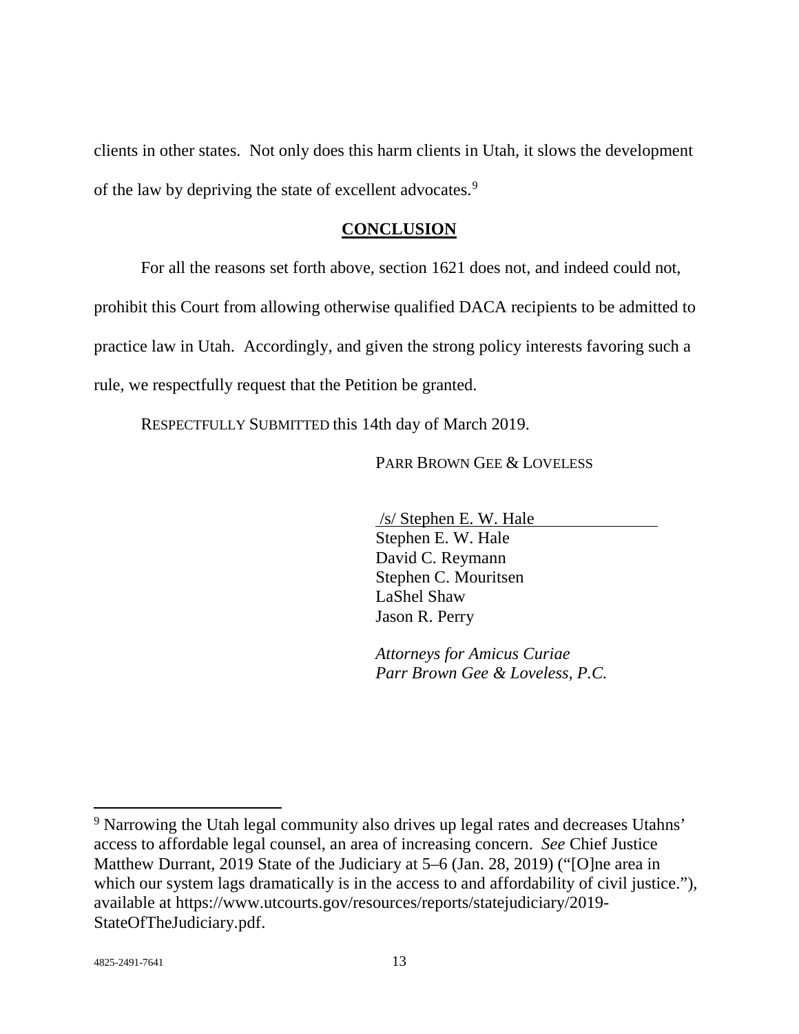clients in other states. Not only does this harm clients in Utah, it slows the development of the law by depriving the state of excellent advocates.[9]

## CONCLUSION

For all the reasons set forth above, section 1621 does not, and indeed could not, prohibit this Court from allowing otherwise qualified DACA recipients to be admitted to practice law in Utah. Accordingly, and given the strong policy interests favoring such a rule, we respectfully request that the Petition be granted.

RESPECTFULLY SUBMITTED this 14th day of March 2019.

PARR BROWN GEE & LOVELESS

/s/ Stephen E. W. Hale
Stephen E. W. Hale
David C. Reymann
Stephen C. Mouritsen
LaShel Shaw
Jason R. Perry

*Attorneys for Amicus Curiae*
*Parr Brown Gee & Loveless, P.C.*

[9] Narrowing the Utah legal community also drives up legal rates and decreases Utahns' access to affordable legal counsel, an area of increasing concern. *See* Chief Justice Matthew Durrant, 2019 State of the Judiciary at 5–6 (Jan. 28, 2019) ("[O]ne area in which our system lags dramatically is in the access to and affordability of civil justice."), available at https://www.utcourts.gov/resources/reports/statejudiciary/2019-StateOfTheJudiciary.pdf.

4825-2491-7641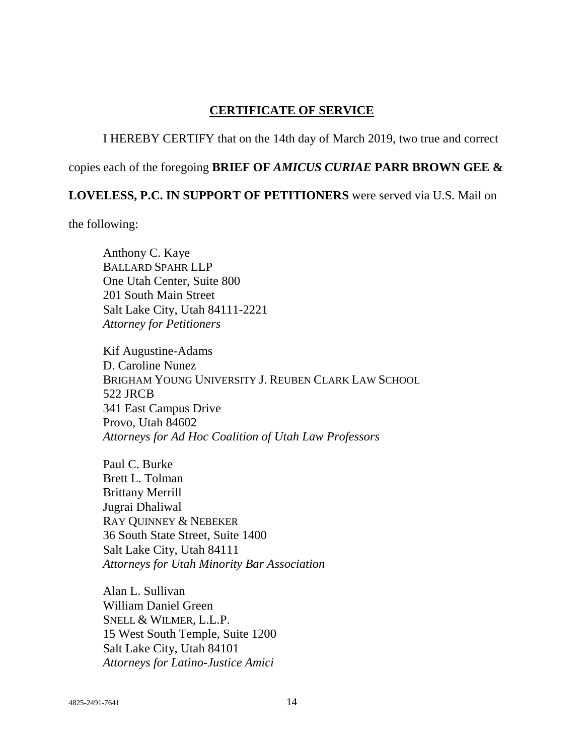## CERTIFICATE OF SERVICE

I HEREBY CERTIFY that on the 14th day of March 2019, two true and correct copies each of the foregoing **BRIEF OF *AMICUS CURIAE* PARR BROWN GEE & LOVELESS, P.C. IN SUPPORT OF PETITIONERS** were served via U.S. Mail on the following:

Anthony C. Kaye
BALLARD SPAHR LLP
One Utah Center, Suite 800
201 South Main Street
Salt Lake City, Utah 84111-2221
*Attorney for Petitioners*

Kif Augustine-Adams
D. Caroline Nunez
BRIGHAM YOUNG UNIVERSITY J. REUBEN CLARK LAW SCHOOL
522 JRCB
341 East Campus Drive
Provo, Utah 84602
*Attorneys for Ad Hoc Coalition of Utah Law Professors*

Paul C. Burke
Brett L. Tolman
Brittany Merrill
Jugrai Dhaliwal
RAY QUINNEY & NEBEKER
36 South State Street, Suite 1400
Salt Lake City, Utah 84111
*Attorneys for Utah Minority Bar Association*

Alan L. Sullivan
William Daniel Green
SNELL & WILMER, L.L.P.
15 West South Temple, Suite 1200
Salt Lake City, Utah 84101
*Attorneys for Latino-Justice Amici*

4825-2491-7641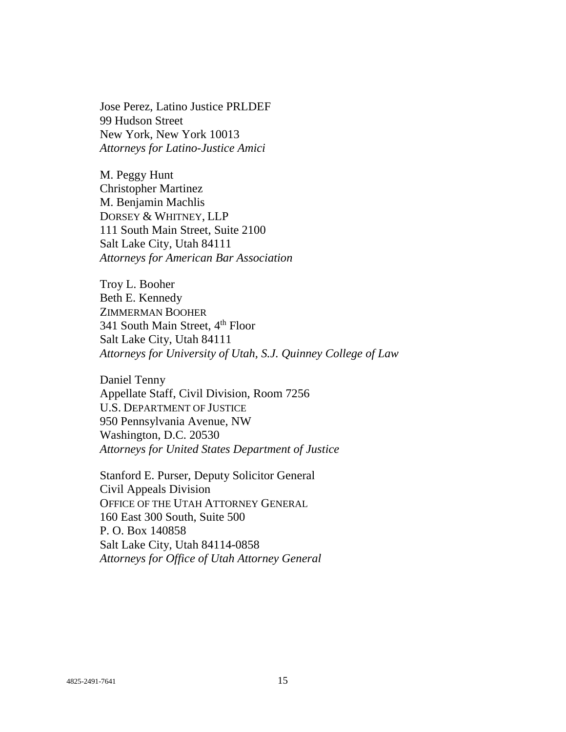Jose Perez, Latino Justice PRLDEF  
99 Hudson Street  
New York, New York 10013  
*Attorneys for Latino-Justice Amici*

M. Peggy Hunt  
Christopher Martinez  
M. Benjamin Machlis  
DORSEY & WHITNEY, LLP  
111 South Main Street, Suite 2100  
Salt Lake City, Utah 84111  
*Attorneys for American Bar Association*

Troy L. Booher  
Beth E. Kennedy  
ZIMMERMAN BOOHER  
341 South Main Street, 4th Floor  
Salt Lake City, Utah 84111  
*Attorneys for University of Utah, S.J. Quinney College of Law*

Daniel Tenny  
Appellate Staff, Civil Division, Room 7256  
U.S. DEPARTMENT OF JUSTICE  
950 Pennsylvania Avenue, NW  
Washington, D.C. 20530  
*Attorneys for United States Department of Justice*

Stanford E. Purser, Deputy Solicitor General  
Civil Appeals Division  
OFFICE OF THE UTAH ATTORNEY GENERAL  
160 East 300 South, Suite 500  
P. O. Box 140858  
Salt Lake City, Utah 84114-0858  
*Attorneys for Office of Utah Attorney General*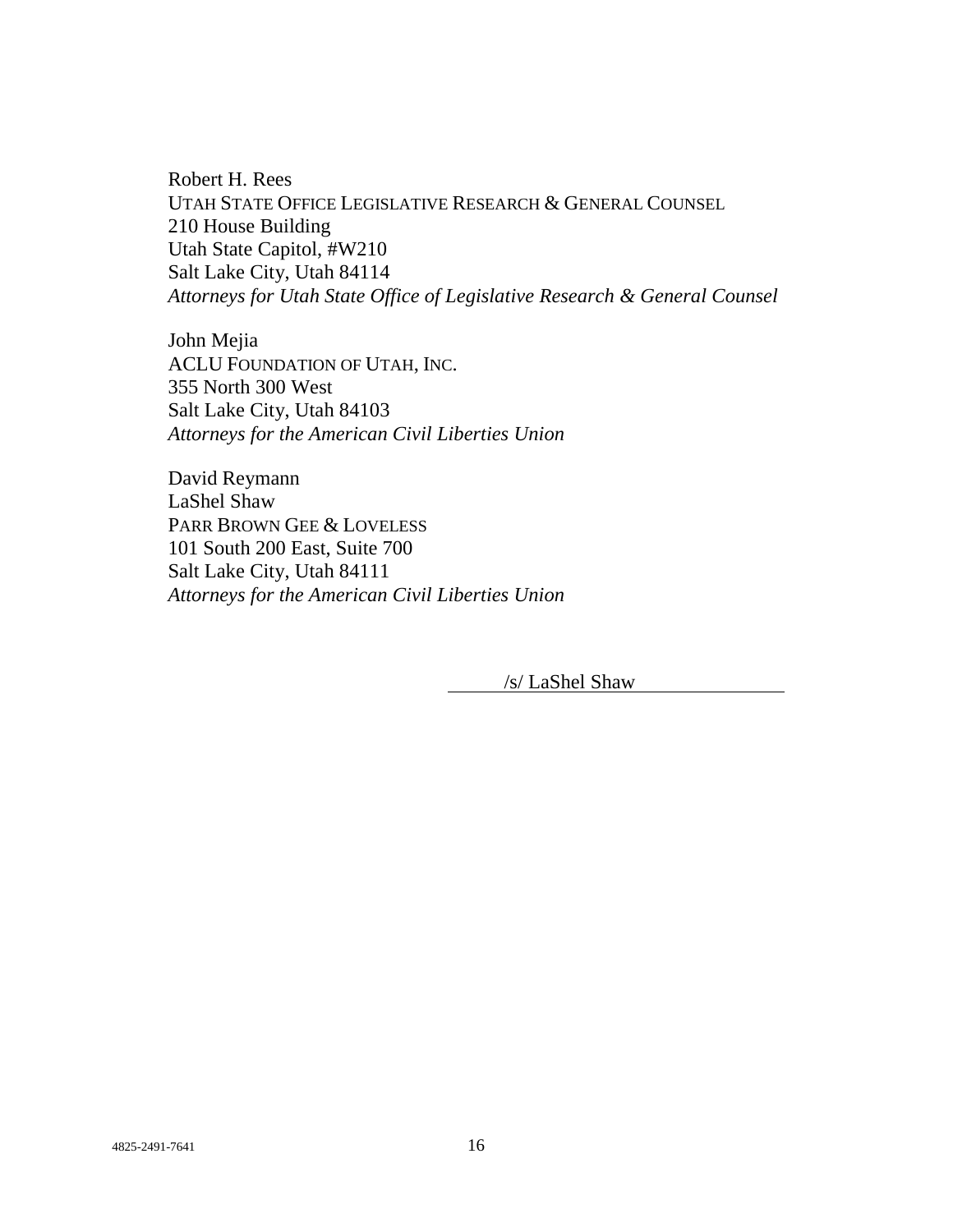Robert H. Rees
UTAH STATE OFFICE LEGISLATIVE RESEARCH & GENERAL COUNSEL
210 House Building
Utah State Capitol, #W210
Salt Lake City, Utah 84114
*Attorneys for Utah State Office of Legislative Research & General Counsel*

John Mejia
ACLU FOUNDATION OF UTAH, INC.
355 North 300 West
Salt Lake City, Utah 84103
*Attorneys for the American Civil Liberties Union*

David Reymann
LaShel Shaw
PARR BROWN GEE & LOVELESS
101 South 200 East, Suite 700
Salt Lake City, Utah 84111
*Attorneys for the American Civil Liberties Union*

/s/ LaShel Shaw

4825-2491-7641